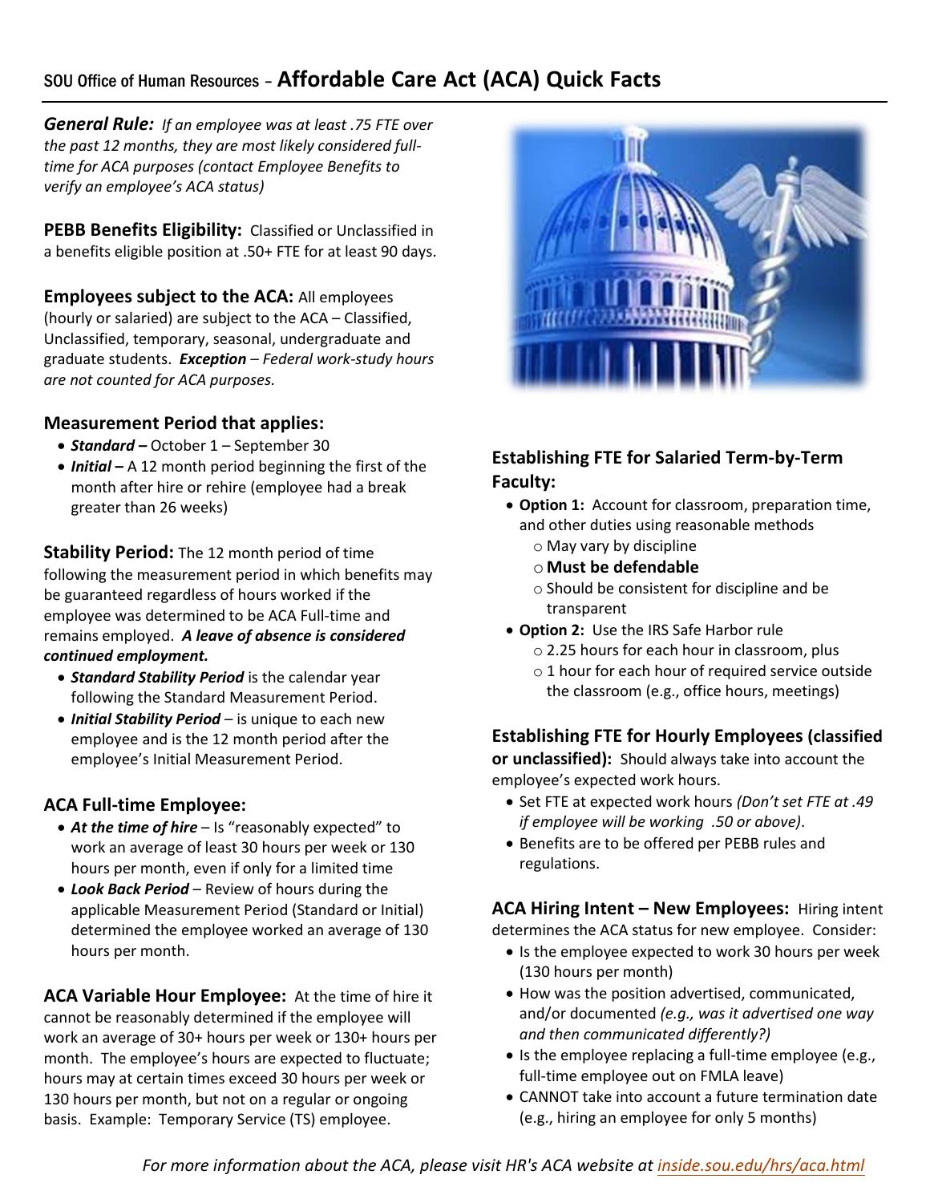# SOU Office of Human Resources – Affordable Care Act (ACA) Quick Facts

***General Rule:*** *If an employee was at least .75 FTE over the past 12 months, they are most likely considered full-time for ACA purposes (contact Employee Benefits to verify an employee's ACA status)*

**PEBB Benefits Eligibility:** Classified or Unclassified in a benefits eligible position at .50+ FTE for at least 90 days.

**Employees subject to the ACA:** All employees (hourly or salaried) are subject to the ACA – Classified, Unclassified, temporary, seasonal, undergraduate and graduate students. ***Exception*** *– Federal work-study hours are not counted for ACA purposes.*

### Measurement Period that applies:

- ***Standard –*** October 1 – September 30
- ***Initial –*** A 12 month period beginning the first of the month after hire or rehire (employee had a break greater than 26 weeks)

**Stability Period:** The 12 month period of time following the measurement period in which benefits may be guaranteed regardless of hours worked if the employee was determined to be ACA Full-time and remains employed. ***A leave of absence is considered continued employment.***

- ***Standard Stability Period*** is the calendar year following the Standard Measurement Period.
- ***Initial Stability Period*** – is unique to each new employee and is the 12 month period after the employee's Initial Measurement Period.

### ACA Full-time Employee:

- ***At the time of hire*** – Is "reasonably expected" to work an average of least 30 hours per week or 130 hours per month, even if only for a limited time
- ***Look Back Period*** – Review of hours during the applicable Measurement Period (Standard or Initial) determined the employee worked an average of 130 hours per month.

**ACA Variable Hour Employee:** At the time of hire it cannot be reasonably determined if the employee will work an average of 30+ hours per week or 130+ hours per month. The employee's hours are expected to fluctuate; hours may at certain times exceed 30 hours per week or 130 hours per month, but not on a regular or ongoing basis. Example: Temporary Service (TS) employee.

### Establishing FTE for Salaried Term-by-Term Faculty:

- **Option 1:** Account for classroom, preparation time, and other duties using reasonable methods
  - May vary by discipline
  - **Must be defendable**
  - Should be consistent for discipline and be transparent
- **Option 2:** Use the IRS Safe Harbor rule
  - 2.25 hours for each hour in classroom, plus
  - 1 hour for each hour of required service outside the classroom (e.g., office hours, meetings)

**Establishing FTE for Hourly Employees (classified or unclassified):** Should always take into account the employee's expected work hours.

- Set FTE at expected work hours *(Don't set FTE at .49 if employee will be working .50 or above)*.
- Benefits are to be offered per PEBB rules and regulations.

**ACA Hiring Intent – New Employees:** Hiring intent determines the ACA status for new employee. Consider:

- Is the employee expected to work 30 hours per week (130 hours per month)
- How was the position advertised, communicated, and/or documented *(e.g., was it advertised one way and then communicated differently?)*
- Is the employee replacing a full-time employee (e.g., full-time employee out on FMLA leave)
- CANNOT take into account a future termination date (e.g., hiring an employee for only 5 months)

*For more information about the ACA, please visit HR's ACA website at [inside.sou.edu/hrs/aca.html](inside.sou.edu/hrs/aca.html)*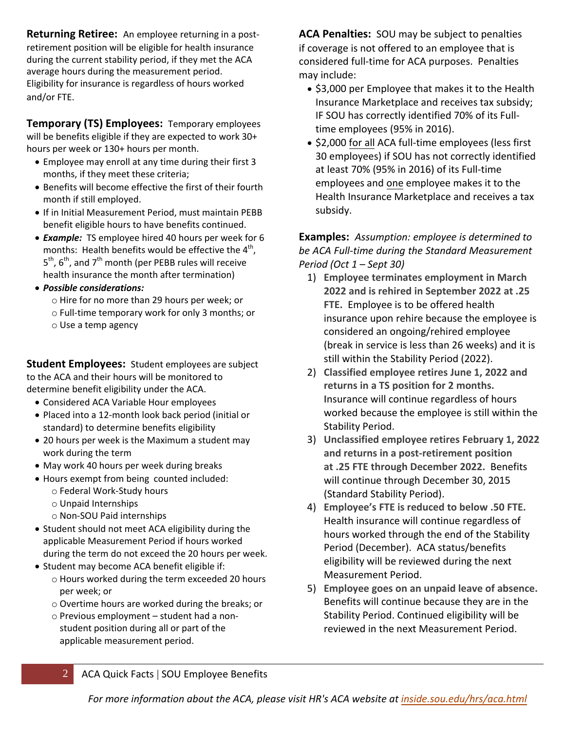**Returning Retiree:** An employee returning in a post-retirement position will be eligible for health insurance during the current stability period, if they met the ACA average hours during the measurement period. Eligibility for insurance is regardless of hours worked and/or FTE.

**Temporary (TS) Employees:** Temporary employees will be benefits eligible if they are expected to work 30+ hours per week or 130+ hours per month.

- Employee may enroll at any time during their first 3 months, if they meet these criteria;
- Benefits will become effective the first of their fourth month if still employed.
- If in Initial Measurement Period, must maintain PEBB benefit eligible hours to have benefits continued.
- ***Example:*** TS employee hired 40 hours per week for 6 months: Health benefits would be effective the 4th, 5th, 6th, and 7th month (per PEBB rules will receive health insurance the month after termination)
- ***Possible considerations:***
  - Hire for no more than 29 hours per week; or
  - Full-time temporary work for only 3 months; or
  - Use a temp agency

**Student Employees:** Student employees are subject to the ACA and their hours will be monitored to determine benefit eligibility under the ACA.

- Considered ACA Variable Hour employees
- Placed into a 12-month look back period (initial or standard) to determine benefits eligibility
- 20 hours per week is the Maximum a student may work during the term
- May work 40 hours per week during breaks
- Hours exempt from being counted included:
  - Federal Work-Study hours
  - Unpaid Internships
  - Non-SOU Paid internships
- Student should not meet ACA eligibility during the applicable Measurement Period if hours worked during the term do not exceed the 20 hours per week.
- Student may become ACA benefit eligible if:
  - Hours worked during the term exceeded 20 hours per week; or
  - Overtime hours are worked during the breaks; or
  - Previous employment – student had a non-student position during all or part of the applicable measurement period.

**ACA Penalties:** SOU may be subject to penalties if coverage is not offered to an employee that is considered full-time for ACA purposes. Penalties may include:

- $3,000 per Employee that makes it to the Health Insurance Marketplace and receives tax subsidy; IF SOU has correctly identified 70% of its Full-time employees (95% in 2016).
- $2,000 for all ACA full-time employees (less first 30 employees) if SOU has not correctly identified at least 70% (95% in 2016) of its Full-time employees and one employee makes it to the Health Insurance Marketplace and receives a tax subsidy.

**Examples:** *Assumption: employee is determined to be ACA Full-time during the Standard Measurement Period (Oct 1 – Sept 30)*

1) **Employee terminates employment in March 2022 and is rehired in September 2022 at .25 FTE.** Employee is to be offered health insurance upon rehire because the employee is considered an ongoing/rehired employee (break in service is less than 26 weeks) and it is still within the Stability Period (2022).
2) **Classified employee retires June 1, 2022 and returns in a TS position for 2 months.** Insurance will continue regardless of hours worked because the employee is still within the Stability Period.
3) **Unclassified employee retires February 1, 2022 and returns in a post-retirement position at .25 FTE through December 2022.** Benefits will continue through December 30, 2015 (Standard Stability Period).
4) **Employee's FTE is reduced to below .50 FTE.** Health insurance will continue regardless of hours worked through the end of the Stability Period (December). ACA status/benefits eligibility will be reviewed during the next Measurement Period.
5) **Employee goes on an unpaid leave of absence.** Benefits will continue because they are in the Stability Period. Continued eligibility will be reviewed in the next Measurement Period.

*For more information about the ACA, please visit HR's ACA website at inside.sou.edu/hrs/aca.html*